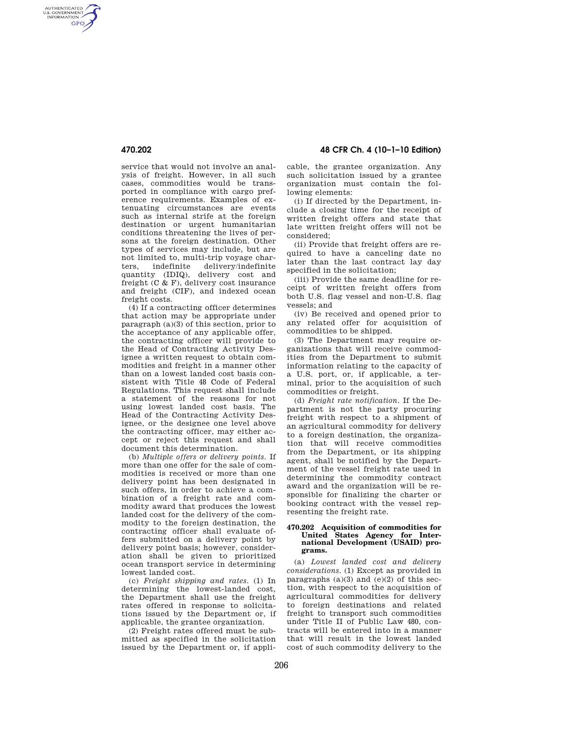service that would not involve an analysis of freight. However, in all such cases, commodities would be transported in compliance with cargo preference requirements. Examples of extenuating circumstances are events such as internal strife at the foreign destination or urgent humanitarian conditions threatening the lives of persons at the foreign destination. Other types of services may include, but are not limited to, multi-trip voyage charters, indefinite delivery/indefinite quantity (IDIQ), delivery cost and freight (C & F), delivery cost insurance and freight (CIF), and indexed ocean freight costs.

(4) If a contracting officer determines that action may be appropriate under paragraph (a)(3) of this section, prior to the acceptance of any applicable offer, the contracting officer will provide to the Head of Contracting Activity Designee a written request to obtain commodities and freight in a manner other than on a lowest landed cost basis consistent with Title 48 Code of Federal Regulations. This request shall include a statement of the reasons for not using lowest landed cost basis. The Head of the Contracting Activity Designee, or the designee one level above the contracting officer, may either accept or reject this request and shall document this determination.

(b) *Multiple offers or delivery points.* If more than one offer for the sale of commodities is received or more than one delivery point has been designated in such offers, in order to achieve a combination of a freight rate and commodity award that produces the lowest landed cost for the delivery of the commodity to the foreign destination, the contracting officer shall evaluate offers submitted on a delivery point by delivery point basis; however, consideration shall be given to prioritized ocean transport service in determining lowest landed cost.

(c) *Freight shipping and rates.* (1) In determining the lowest-landed cost, the Department shall use the freight rates offered in response to solicitations issued by the Department or, if applicable, the grantee organization.

(2) Freight rates offered must be submitted as specified in the solicitation issued by the Department or, if applicable, the grantee organization. Any such solicitation issued by a grantee organization must contain the following elements:

(i) If directed by the Department, include a closing time for the receipt of written freight offers and state that late written freight offers will not be considered;

(ii) Provide that freight offers are required to have a canceling date no later than the last contract lay day specified in the solicitation;

(iii) Provide the same deadline for receipt of written freight offers from both U.S. flag vessel and non-U.S. flag vessels; and

(iv) Be received and opened prior to any related offer for acquisition of commodities to be shipped.

(3) The Department may require organizations that will receive commodities from the Department to submit information relating to the capacity of a U.S. port, or, if applicable, a terminal, prior to the acquisition of such commodities or freight.

(d) *Freight rate notification.* If the Department is not the party procuring freight with respect to a shipment of an agricultural commodity for delivery to a foreign destination, the organization that will receive commodities from the Department, or its shipping agent, shall be notified by the Department of the vessel freight rate used in determining the commodity contract award and the organization will be responsible for finalizing the charter or booking contract with the vessel representing the freight rate.

### 470.202 Acquisition of commodities for United States Agency for International Development (USAID) programs.

(a) *Lowest landed cost and delivery considerations.* (1) Except as provided in paragraphs (a)(3) and (e)(2) of this section, with respect to the acquisition of agricultural commodities for delivery to foreign destinations and related freight to transport such commodities under Title II of Public Law 480, contracts will be entered into in a manner that will result in the lowest landed cost of such commodity delivery to the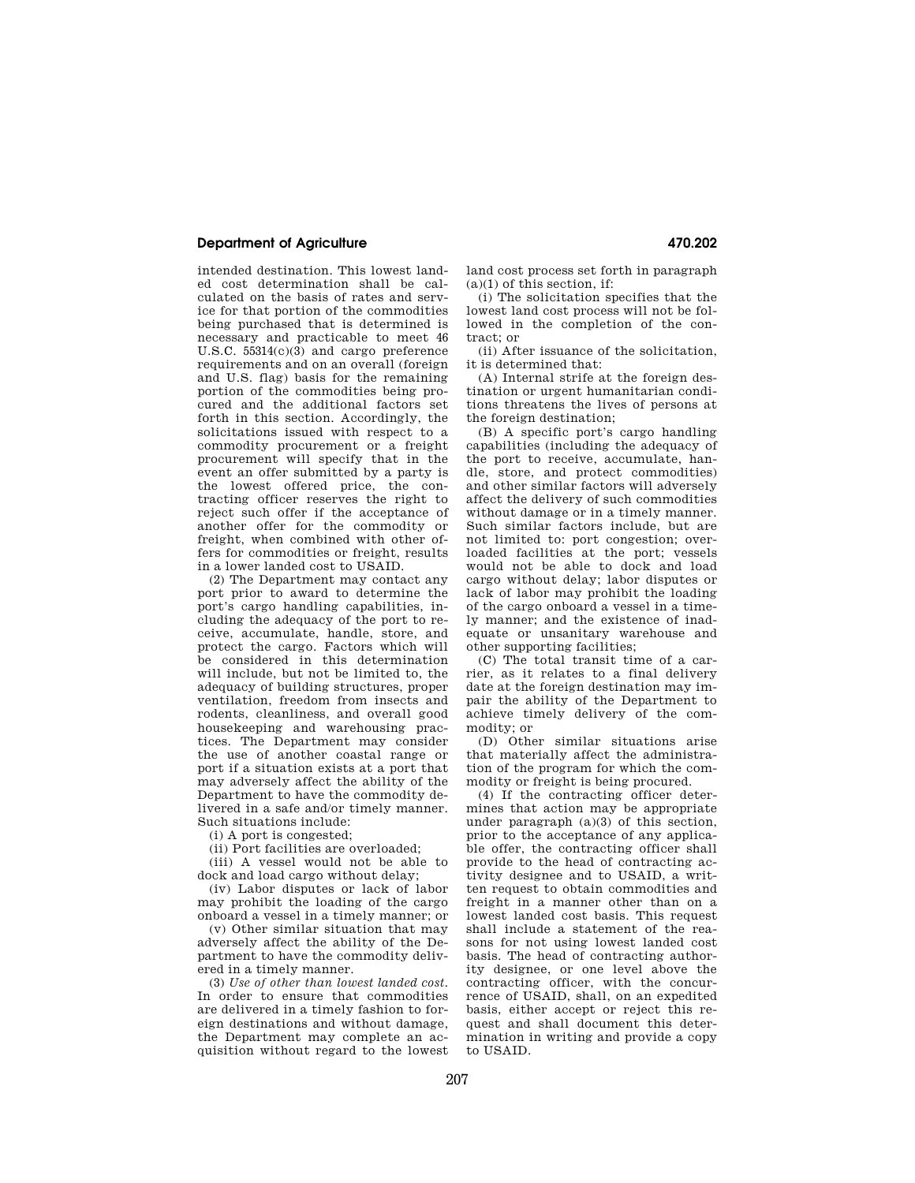intended destination. This lowest landed cost determination shall be calculated on the basis of rates and service for that portion of the commodities being purchased that is determined is necessary and practicable to meet 46 U.S.C. 55314(c)(3) and cargo preference requirements and on an overall (foreign and U.S. flag) basis for the remaining portion of the commodities being procured and the additional factors set forth in this section. Accordingly, the solicitations issued with respect to a commodity procurement or a freight procurement will specify that in the event an offer submitted by a party is the lowest offered price, the contracting officer reserves the right to reject such offer if the acceptance of another offer for the commodity or freight, when combined with other offers for commodities or freight, results in a lower landed cost to USAID.

(2) The Department may contact any port prior to award to determine the port's cargo handling capabilities, including the adequacy of the port to receive, accumulate, handle, store, and protect the cargo. Factors which will be considered in this determination will include, but not be limited to, the adequacy of building structures, proper ventilation, freedom from insects and rodents, cleanliness, and overall good housekeeping and warehousing practices. The Department may consider the use of another coastal range or port if a situation exists at a port that may adversely affect the ability of the Department to have the commodity delivered in a safe and/or timely manner. Such situations include:

(i) A port is congested;

(ii) Port facilities are overloaded;

(iii) A vessel would not be able to dock and load cargo without delay;

(iv) Labor disputes or lack of labor may prohibit the loading of the cargo onboard a vessel in a timely manner; or

(v) Other similar situation that may adversely affect the ability of the Department to have the commodity delivered in a timely manner.

(3) *Use of other than lowest landed cost.* In order to ensure that commodities are delivered in a timely fashion to foreign destinations and without damage, the Department may complete an acquisition without regard to the lowest land cost process set forth in paragraph (a)(1) of this section, if:

(i) The solicitation specifies that the lowest land cost process will not be followed in the completion of the contract; or

(ii) After issuance of the solicitation, it is determined that:

(A) Internal strife at the foreign destination or urgent humanitarian conditions threatens the lives of persons at the foreign destination;

(B) A specific port's cargo handling capabilities (including the adequacy of the port to receive, accumulate, handle, store, and protect commodities) and other similar factors will adversely affect the delivery of such commodities without damage or in a timely manner. Such similar factors include, but are not limited to: port congestion; overloaded facilities at the port; vessels would not be able to dock and load cargo without delay; labor disputes or lack of labor may prohibit the loading of the cargo onboard a vessel in a timely manner; and the existence of inadequate or unsanitary warehouse and other supporting facilities;

(C) The total transit time of a carrier, as it relates to a final delivery date at the foreign destination may impair the ability of the Department to achieve timely delivery of the commodity; or

(D) Other similar situations arise that materially affect the administration of the program for which the commodity or freight is being procured.

(4) If the contracting officer determines that action may be appropriate under paragraph (a)(3) of this section, prior to the acceptance of any applicable offer, the contracting officer shall provide to the head of contracting activity designee and to USAID, a written request to obtain commodities and freight in a manner other than on a lowest landed cost basis. This request shall include a statement of the reasons for not using lowest landed cost basis. The head of contracting authority designee, or one level above the contracting officer, with the concurrence of USAID, shall, on an expedited basis, either accept or reject this request and shall document this determination in writing and provide a copy to USAID.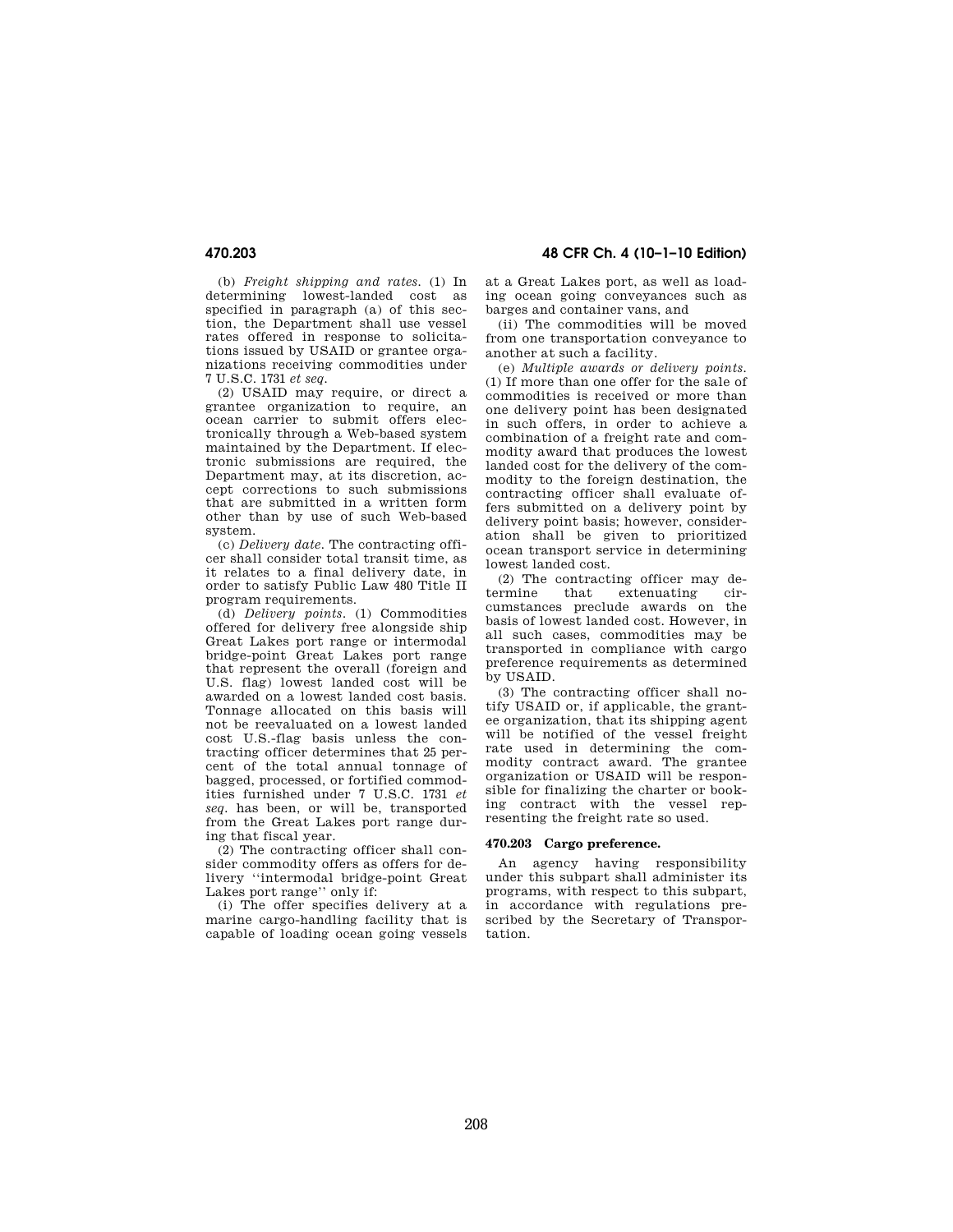(b) *Freight shipping and rates.* (1) In determining lowest-landed cost as specified in paragraph (a) of this section, the Department shall use vessel rates offered in response to solicitations issued by USAID or grantee organizations receiving commodities under 7 U.S.C. 1731 *et seq.*

(2) USAID may require, or direct a grantee organization to require, an ocean carrier to submit offers electronically through a Web-based system maintained by the Department. If electronic submissions are required, the Department may, at its discretion, accept corrections to such submissions that are submitted in a written form other than by use of such Web-based system.

(c) *Delivery date.* The contracting officer shall consider total transit time, as it relates to a final delivery date, in order to satisfy Public Law 480 Title II program requirements.

(d) *Delivery points.* (1) Commodities offered for delivery free alongside ship Great Lakes port range or intermodal bridge-point Great Lakes port range that represent the overall (foreign and U.S. flag) lowest landed cost will be awarded on a lowest landed cost basis. Tonnage allocated on this basis will not be reevaluated on a lowest landed cost U.S.-flag basis unless the contracting officer determines that 25 percent of the total annual tonnage of bagged, processed, or fortified commodities furnished under 7 U.S.C. 1731 *et seq.* has been, or will be, transported from the Great Lakes port range during that fiscal year.

(2) The contracting officer shall consider commodity offers as offers for delivery "intermodal bridge-point Great Lakes port range" only if:

(i) The offer specifies delivery at a marine cargo-handling facility that is capable of loading ocean going vessels at a Great Lakes port, as well as loading ocean going conveyances such as barges and container vans, and

(ii) The commodities will be moved from one transportation conveyance to another at such a facility.

(e) *Multiple awards or delivery points.* (1) If more than one offer for the sale of commodities is received or more than one delivery point has been designated in such offers, in order to achieve a combination of a freight rate and commodity award that produces the lowest landed cost for the delivery of the commodity to the foreign destination, the contracting officer shall evaluate offers submitted on a delivery point by delivery point basis; however, consideration shall be given to prioritized ocean transport service in determining lowest landed cost.

(2) The contracting officer may determine that extenuating circumstances preclude awards on the basis of lowest landed cost. However, in all such cases, commodities may be transported in compliance with cargo preference requirements as determined by USAID.

(3) The contracting officer shall notify USAID or, if applicable, the grantee organization, that its shipping agent will be notified of the vessel freight rate used in determining the commodity contract award. The grantee organization or USAID will be responsible for finalizing the charter or booking contract with the vessel representing the freight rate so used.

### 470.203 Cargo preference.

An agency having responsibility under this subpart shall administer its programs, with respect to this subpart, in accordance with regulations prescribed by the Secretary of Transportation.